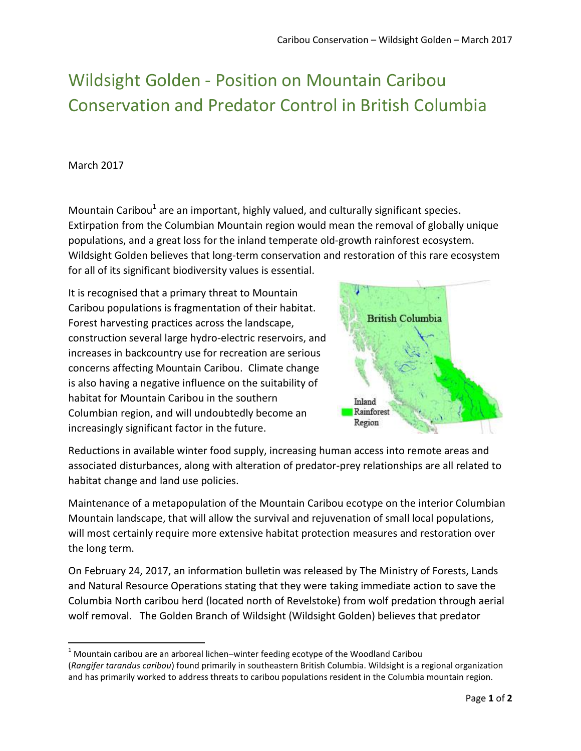# Wildsight Golden - Position on Mountain Caribou Conservation and Predator Control in British Columbia

March 2017

Mountain Caribou[1] are an important, highly valued, and culturally significant species. Extirpation from the Columbian Mountain region would mean the removal of globally unique populations, and a great loss for the inland temperate old-growth rainforest ecosystem. Wildsight Golden believes that long-term conservation and restoration of this rare ecosystem for all of its significant biodiversity values is essential.

It is recognised that a primary threat to Mountain Caribou populations is fragmentation of their habitat. Forest harvesting practices across the landscape, construction several large hydro-electric reservoirs, and increases in backcountry use for recreation are serious concerns affecting Mountain Caribou. Climate change is also having a negative influence on the suitability of habitat for Mountain Caribou in the southern Columbian region, and will undoubtedly become an increasingly significant factor in the future.

Reductions in available winter food supply, increasing human access into remote areas and associated disturbances, along with alteration of predator-prey relationships are all related to habitat change and land use policies.

Maintenance of a metapopulation of the Mountain Caribou ecotype on the interior Columbian Mountain landscape, that will allow the survival and rejuvenation of small local populations, will most certainly require more extensive habitat protection measures and restoration over the long term.

On February 24, 2017, an information bulletin was released by The Ministry of Forests, Lands and Natural Resource Operations stating that they were taking immediate action to save the Columbia North caribou herd (located north of Revelstoke) from wolf predation through aerial wolf removal. The Golden Branch of Wildsight (Wildsight Golden) believes that predator

[1] Mountain caribou are an arboreal lichen–winter feeding ecotype of the Woodland Caribou (*Rangifer tarandus caribou*) found primarily in southeastern British Columbia. Wildsight is a regional organization and has primarily worked to address threats to caribou populations resident in the Columbia mountain region.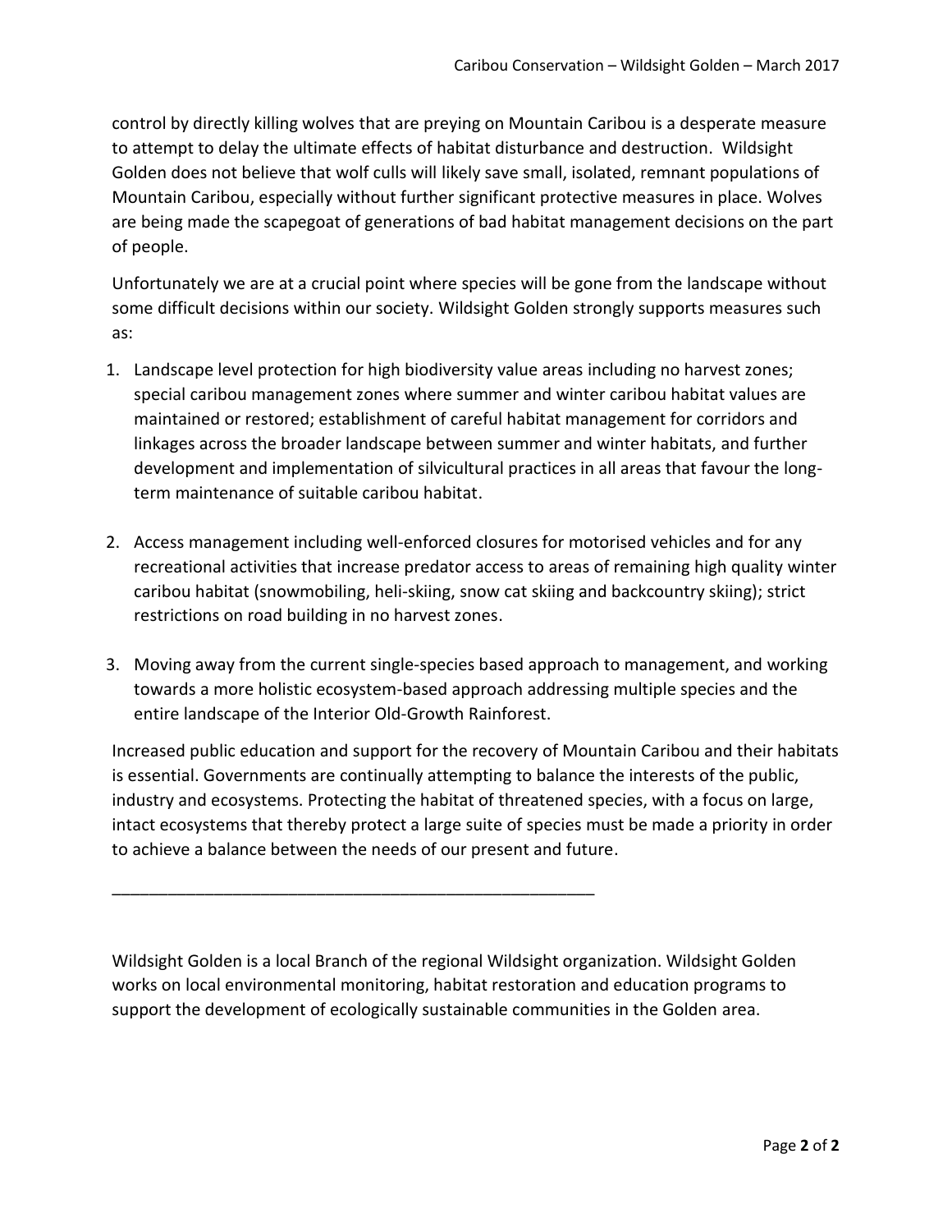control by directly killing wolves that are preying on Mountain Caribou is a desperate measure to attempt to delay the ultimate effects of habitat disturbance and destruction. Wildsight Golden does not believe that wolf culls will likely save small, isolated, remnant populations of Mountain Caribou, especially without further significant protective measures in place. Wolves are being made the scapegoat of generations of bad habitat management decisions on the part of people.

Unfortunately we are at a crucial point where species will be gone from the landscape without some difficult decisions within our society. Wildsight Golden strongly supports measures such as:

1. Landscape level protection for high biodiversity value areas including no harvest zones; special caribou management zones where summer and winter caribou habitat values are maintained or restored; establishment of careful habitat management for corridors and linkages across the broader landscape between summer and winter habitats, and further development and implementation of silvicultural practices in all areas that favour the long-term maintenance of suitable caribou habitat.

2. Access management including well-enforced closures for motorised vehicles and for any recreational activities that increase predator access to areas of remaining high quality winter caribou habitat (snowmobiling, heli-skiing, snow cat skiing and backcountry skiing); strict restrictions on road building in no harvest zones.

3. Moving away from the current single-species based approach to management, and working towards a more holistic ecosystem-based approach addressing multiple species and the entire landscape of the Interior Old-Growth Rainforest.

Increased public education and support for the recovery of Mountain Caribou and their habitats is essential. Governments are continually attempting to balance the interests of the public, industry and ecosystems. Protecting the habitat of threatened species, with a focus on large, intact ecosystems that thereby protect a large suite of species must be made a priority in order to achieve a balance between the needs of our present and future.

---

Wildsight Golden is a local Branch of the regional Wildsight organization. Wildsight Golden works on local environmental monitoring, habitat restoration and education programs to support the development of ecologically sustainable communities in the Golden area.